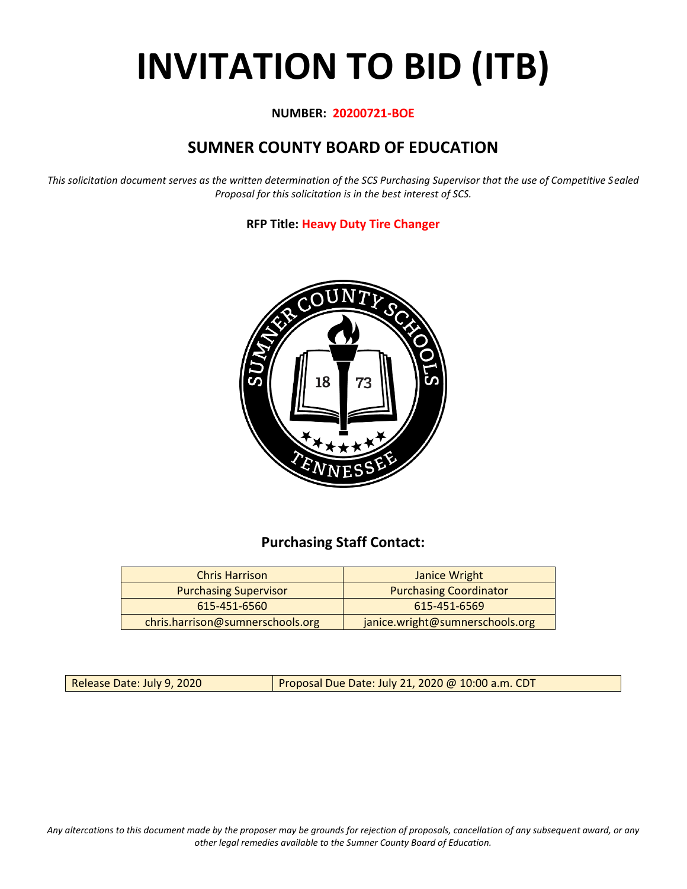# INVITATION TO BID (ITB)

**NUMBER: 20200721-BOE**

## SUMNER COUNTY BOARD OF EDUCATION

*This solicitation document serves as the written determination of the SCS Purchasing Supervisor that the use of Competitive Sealed Proposal for this solicitation is in the best interest of SCS.*

**RFP Title: Heavy Duty Tire Changer**

### Purchasing Staff Contact:

| Chris Harrison | Janice Wright |
|---|---|
| Purchasing Supervisor | Purchasing Coordinator |
| 615-451-6560 | 615-451-6569 |
| chris.harrison@sumnerschools.org | janice.wright@sumnerschools.org |

| Release Date: July 9, 2020 | Proposal Due Date: July 21, 2020 @ 10:00 a.m. CDT |
|---|---|

*Any altercations to this document made by the proposer may be grounds for rejection of proposals, cancellation of any subsequent award, or any other legal remedies available to the Sumner County Board of Education.*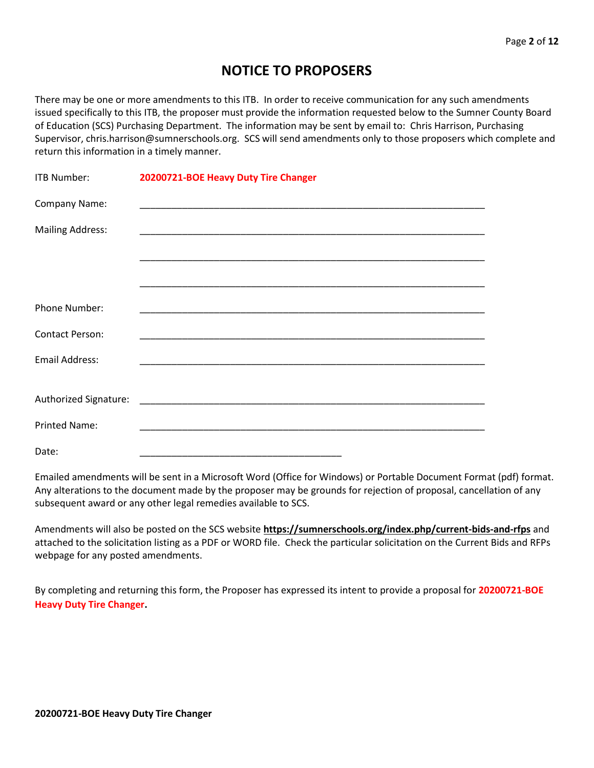# NOTICE TO PROPOSERS

There may be one or more amendments to this ITB. In order to receive communication for any such amendments issued specifically to this ITB, the proposer must provide the information requested below to the Sumner County Board of Education (SCS) Purchasing Department. The information may be sent by email to: Chris Harrison, Purchasing Supervisor, chris.harrison@sumnerschools.org. SCS will send amendments only to those proposers which complete and return this information in a timely manner.

ITB Number: **20200721-BOE Heavy Duty Tire Changer**

Company Name: ____________________________________________________________

Mailing Address: ____________________________________________________________

____________________________________________________________

____________________________________________________________

Phone Number: ____________________________________________________________

Contact Person: ____________________________________________________________

Email Address: ____________________________________________________________

Authorized Signature: ____________________________________________________________

Printed Name: ____________________________________________________________

Date: ____________________________________

Emailed amendments will be sent in a Microsoft Word (Office for Windows) or Portable Document Format (pdf) format. Any alterations to the document made by the proposer may be grounds for rejection of proposal, cancellation of any subsequent award or any other legal remedies available to SCS.

Amendments will also be posted on the SCS website **https://sumnerschools.org/index.php/current-bids-and-rfps** and attached to the solicitation listing as a PDF or WORD file. Check the particular solicitation on the Current Bids and RFPs webpage for any posted amendments.

By completing and returning this form, the Proposer has expressed its intent to provide a proposal for **20200721-BOE Heavy Duty Tire Changer.**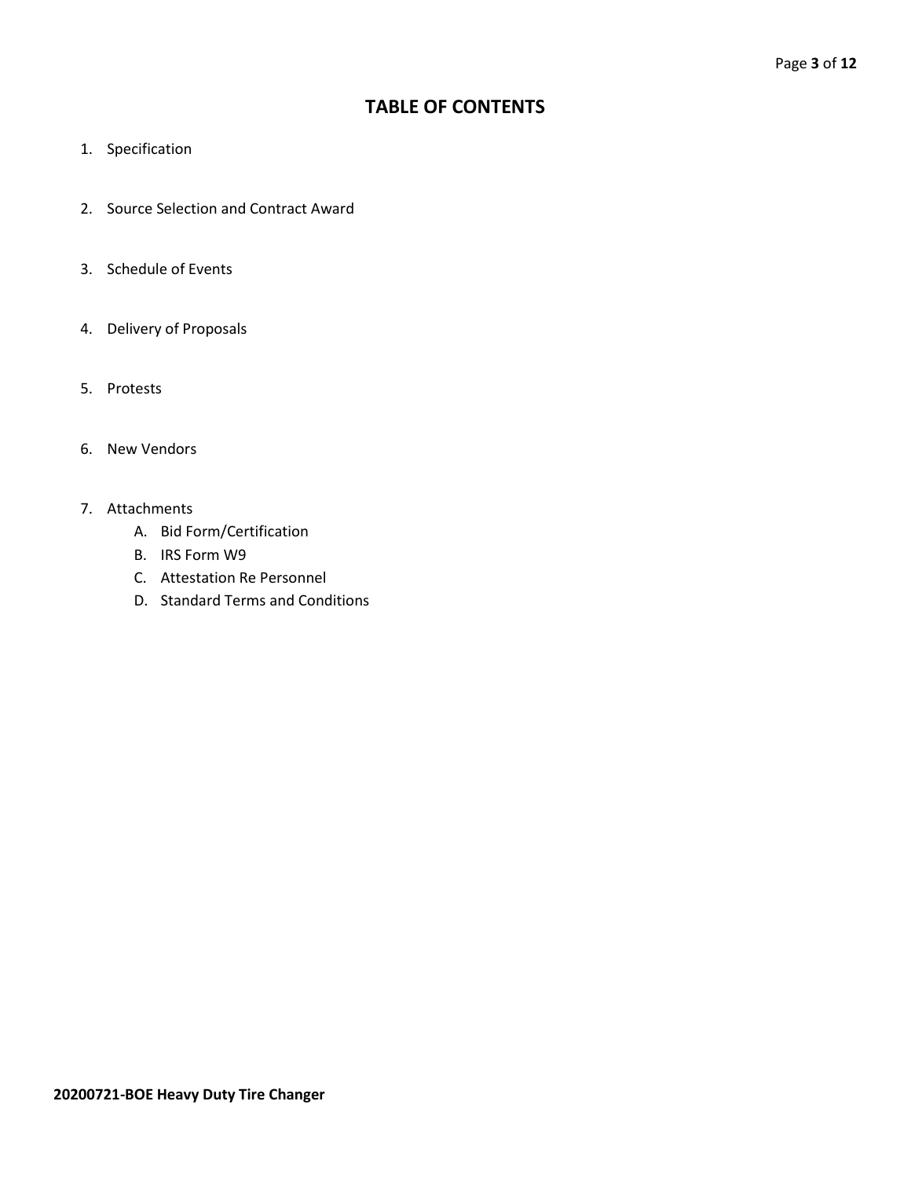# TABLE OF CONTENTS

1. Specification
2. Source Selection and Contract Award
3. Schedule of Events
4. Delivery of Proposals
5. Protests
6. New Vendors
7. Attachments
   - A. Bid Form/Certification
   - B. IRS Form W9
   - C. Attestation Re Personnel
   - D. Standard Terms and Conditions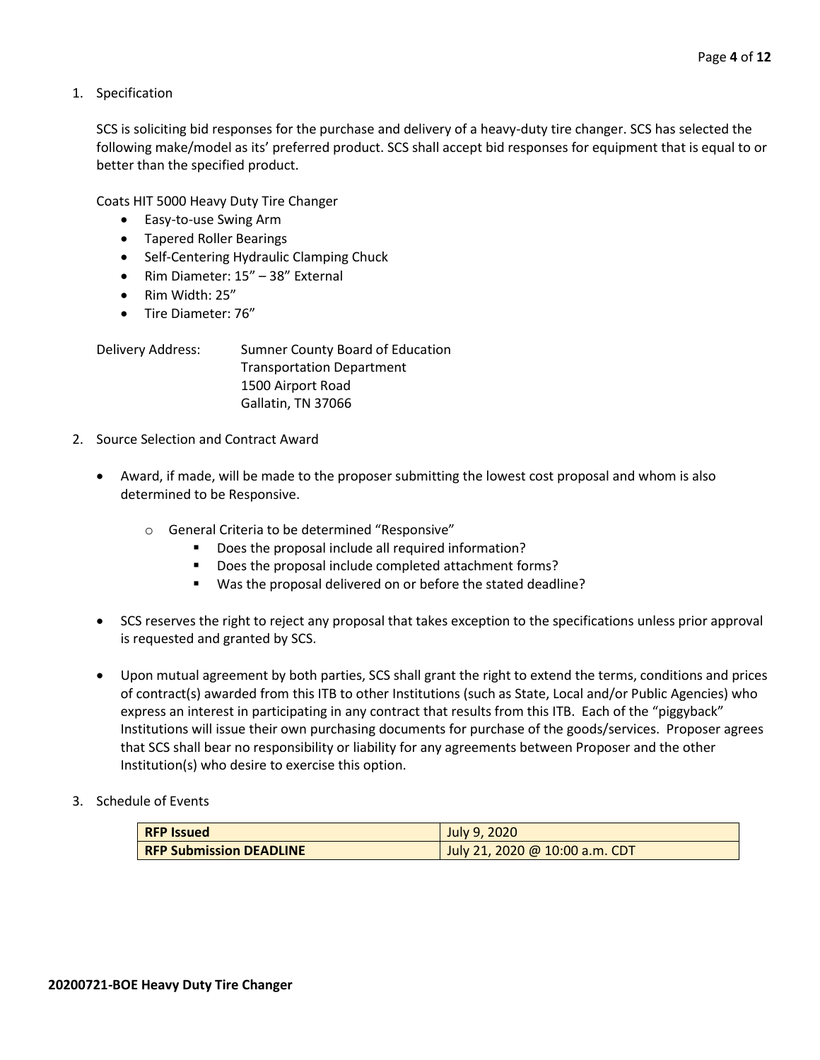1. Specification

   SCS is soliciting bid responses for the purchase and delivery of a heavy-duty tire changer. SCS has selected the following make/model as its' preferred product. SCS shall accept bid responses for equipment that is equal to or better than the specified product.

   Coats HIT 5000 Heavy Duty Tire Changer
   - Easy-to-use Swing Arm
   - Tapered Roller Bearings
   - Self-Centering Hydraulic Clamping Chuck
   - Rim Diameter: 15" – 38" External
   - Rim Width: 25"
   - Tire Diameter: 76"

   Delivery Address: Sumner County Board of Education
   Transportation Department
   1500 Airport Road
   Gallatin, TN 37066

2. Source Selection and Contract Award

   - Award, if made, will be made to the proposer submitting the lowest cost proposal and whom is also determined to be Responsive.
     - General Criteria to be determined "Responsive"
       - Does the proposal include all required information?
       - Does the proposal include completed attachment forms?
       - Was the proposal delivered on or before the stated deadline?
   - SCS reserves the right to reject any proposal that takes exception to the specifications unless prior approval is requested and granted by SCS.
   - Upon mutual agreement by both parties, SCS shall grant the right to extend the terms, conditions and prices of contract(s) awarded from this ITB to other Institutions (such as State, Local and/or Public Agencies) who express an interest in participating in any contract that results from this ITB. Each of the "piggyback" Institutions will issue their own purchasing documents for purchase of the goods/services. Proposer agrees that SCS shall bear no responsibility or liability for any agreements between Proposer and the other Institution(s) who desire to exercise this option.

3. Schedule of Events

| **RFP Issued** | July 9, 2020 |
|---|---|
| **RFP Submission DEADLINE** | July 21, 2020 @ 10:00 a.m. CDT |

**20200721-BOE Heavy Duty Tire Changer**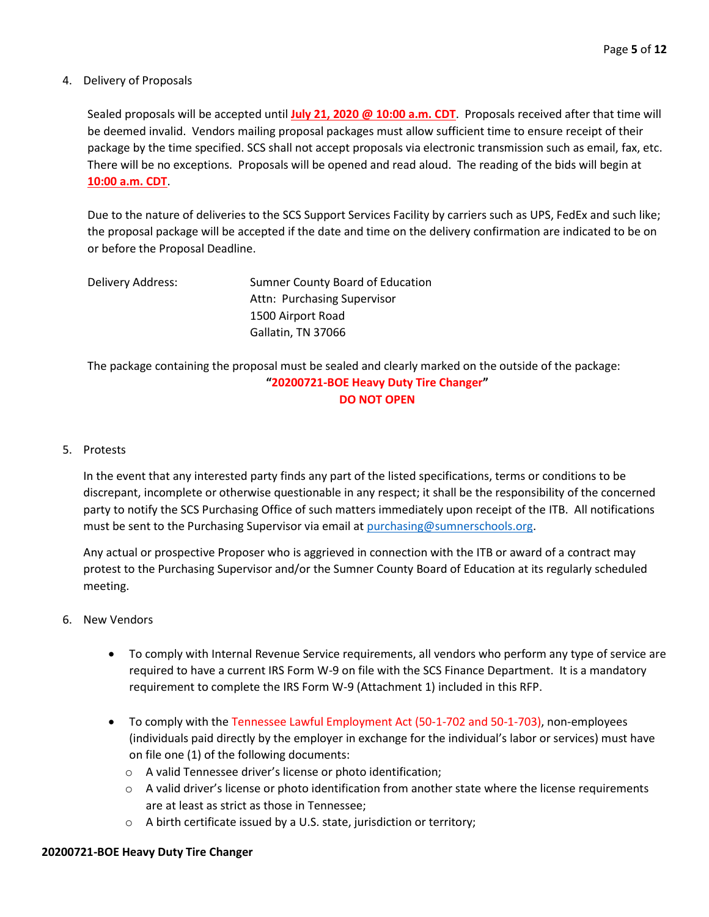4. Delivery of Proposals

   Sealed proposals will be accepted until **July 21, 2020 @ 10:00 a.m. CDT**. Proposals received after that time will be deemed invalid. Vendors mailing proposal packages must allow sufficient time to ensure receipt of their package by the time specified. SCS shall not accept proposals via electronic transmission such as email, fax, etc. There will be no exceptions. Proposals will be opened and read aloud. The reading of the bids will begin at **10:00 a.m. CDT**.

   Due to the nature of deliveries to the SCS Support Services Facility by carriers such as UPS, FedEx and such like; the proposal package will be accepted if the date and time on the delivery confirmation are indicated to be on or before the Proposal Deadline.

   Delivery Address:
   Sumner County Board of Education
   Attn: Purchasing Supervisor
   1500 Airport Road
   Gallatin, TN 37066

   The package containing the proposal must be sealed and clearly marked on the outside of the package:

   **"20200721-BOE Heavy Duty Tire Changer"**
   **DO NOT OPEN**

5. Protests

   In the event that any interested party finds any part of the listed specifications, terms or conditions to be discrepant, incomplete or otherwise questionable in any respect; it shall be the responsibility of the concerned party to notify the SCS Purchasing Office of such matters immediately upon receipt of the ITB. All notifications must be sent to the Purchasing Supervisor via email at purchasing@sumnerschools.org.

   Any actual or prospective Proposer who is aggrieved in connection with the ITB or award of a contract may protest to the Purchasing Supervisor and/or the Sumner County Board of Education at its regularly scheduled meeting.

6. New Vendors

   - To comply with Internal Revenue Service requirements, all vendors who perform any type of service are required to have a current IRS Form W-9 on file with the SCS Finance Department. It is a mandatory requirement to complete the IRS Form W-9 (Attachment 1) included in this RFP.

   - To comply with the Tennessee Lawful Employment Act (50-1-702 and 50-1-703), non-employees (individuals paid directly by the employer in exchange for the individual's labor or services) must have on file one (1) of the following documents:
     - A valid Tennessee driver's license or photo identification;
     - A valid driver's license or photo identification from another state where the license requirements are at least as strict as those in Tennessee;
     - A birth certificate issued by a U.S. state, jurisdiction or territory;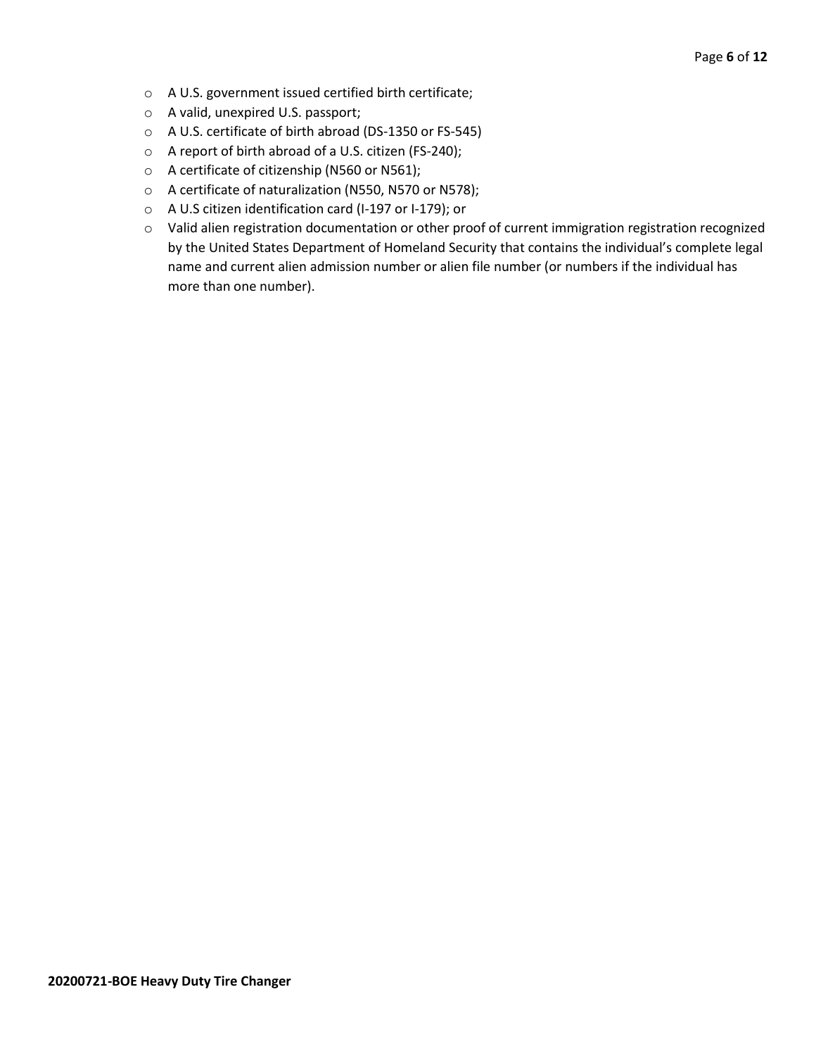- A U.S. government issued certified birth certificate;
- A valid, unexpired U.S. passport;
- A U.S. certificate of birth abroad (DS-1350 or FS-545)
- A report of birth abroad of a U.S. citizen (FS-240);
- A certificate of citizenship (N560 or N561);
- A certificate of naturalization (N550, N570 or N578);
- A U.S citizen identification card (I-197 or I-179); or
- Valid alien registration documentation or other proof of current immigration registration recognized by the United States Department of Homeland Security that contains the individual's complete legal name and current alien admission number or alien file number (or numbers if the individual has more than one number).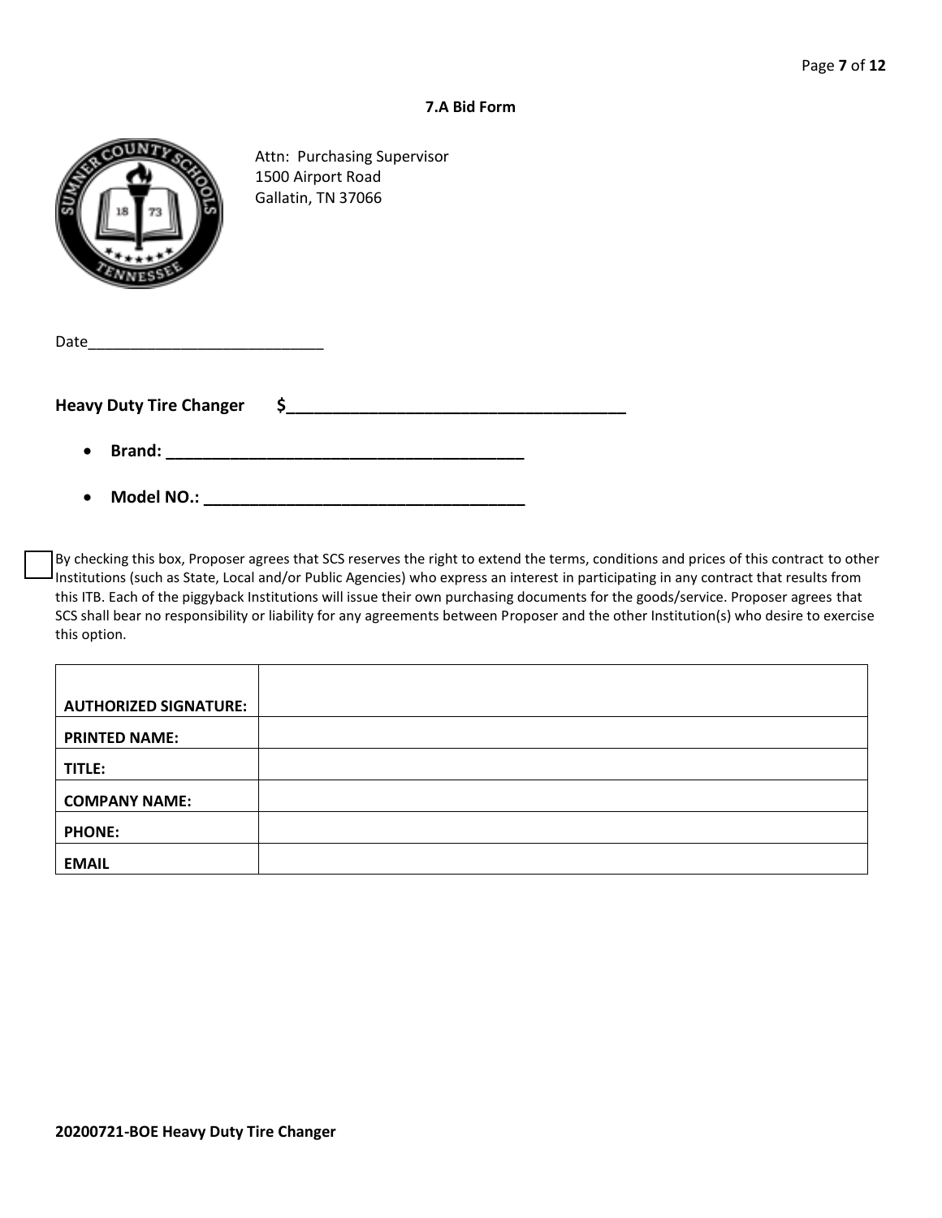### 7.A Bid Form

Attn: Purchasing Supervisor
1500 Airport Road
Gallatin, TN 37066

Date_____________________________

**Heavy Duty Tire Changer $______________________________________**

- **Brand: ________________________________________**
- **Model NO.: ____________________________________**

☐ By checking this box, Proposer agrees that SCS reserves the right to extend the terms, conditions and prices of this contract to other Institutions (such as State, Local and/or Public Agencies) who express an interest in participating in any contract that results from this ITB. Each of the piggyback Institutions will issue their own purchasing documents for the goods/service. Proposer agrees that SCS shall bear no responsibility or liability for any agreements between Proposer and the other Institution(s) who desire to exercise this option.

| | |
|---|---|
| **AUTHORIZED SIGNATURE:** | |
| **PRINTED NAME:** | |
| **TITLE:** | |
| **COMPANY NAME:** | |
| **PHONE:** | |
| **EMAIL** | |

**20200721-BOE Heavy Duty Tire Changer**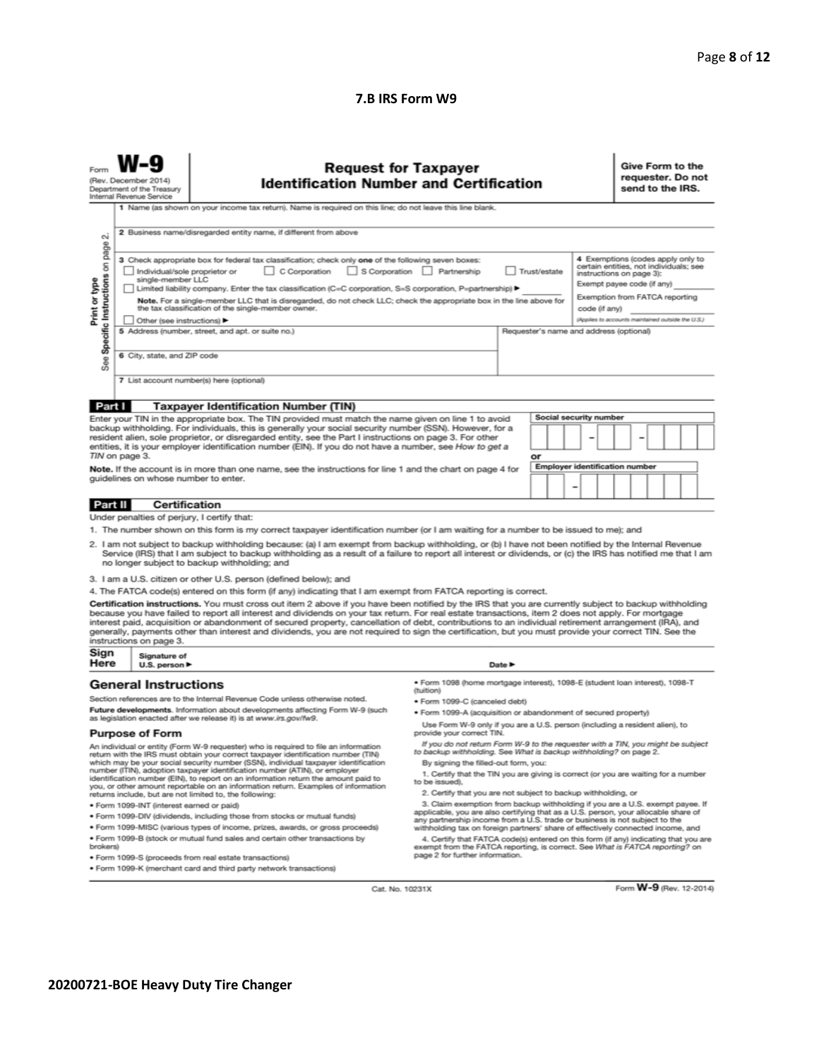### 7.B IRS Form W9

Form **W-9** (Rev. December 2014) Department of the Treasury Internal Revenue Service

## Request for Taxpayer Identification Number and Certification

**Give Form to the requester. Do not send to the IRS.**

Print or type. See Specific Instructions on page 2.

1 Name (as shown on your income tax return). Name is required on this line; do not leave this line blank.

2 Business name/disregarded entity name, if different from above

3 Check appropriate box for federal tax classification; check only **one** of the following seven boxes:

- ☐ Individual/sole proprietor or single-member LLC
- ☐ C Corporation
- ☐ S Corporation
- ☐ Partnership
- ☐ Trust/estate
- ☐ Limited liability company. Enter the tax classification (C=C corporation, S=S corporation, P=partnership) ►

**Note.** For a single-member LLC that is disregarded, do not check LLC; check the appropriate box in the line above for the tax classification of the single-member owner.

- ☐ Other (see instructions) ►

4 Exemptions (codes apply only to certain entities, not individuals; see instructions on page 3):

Exempt payee code (if any)

Exemption from FATCA reporting code (if any)

*(Applies to accounts maintained outside the U.S.)*

5 Address (number, street, and apt. or suite no.)

Requester's name and address (optional)

6 City, state, and ZIP code

7 List account number(s) here (optional)

### Part I Taxpayer Identification Number (TIN)

Enter your TIN in the appropriate box. The TIN provided must match the name given on line 1 to avoid backup withholding. For individuals, this is generally your social security number (SSN). However, for a resident alien, sole proprietor, or disregarded entity, see the Part I instructions on page 3. For other entities, it is your employer identification number (EIN). If you do not have a number, see *How to get a TIN* on page 3.

**Note.** If the account is in more than one name, see the instructions for line 1 and the chart on page 4 for guidelines on whose number to enter.

**Social security number**

or

**Employer identification number**

### Part II Certification

Under penalties of perjury, I certify that:

1. The number shown on this form is my correct taxpayer identification number (or I am waiting for a number to be issued to me); and
2. I am not subject to backup withholding because: (a) I am exempt from backup withholding, or (b) I have not been notified by the Internal Revenue Service (IRS) that I am subject to backup withholding as a result of a failure to report all interest or dividends, or (c) the IRS has notified me that I am no longer subject to backup withholding; and
3. I am a U.S. citizen or other U.S. person (defined below); and
4. The FATCA code(s) entered on this form (if any) indicating that I am exempt from FATCA reporting is correct.

**Certification instructions.** You must cross out item 2 above if you have been notified by the IRS that you are currently subject to backup withholding because you have failed to report all interest and dividends on your tax return. For real estate transactions, item 2 does not apply. For mortgage interest paid, acquisition or abandonment of secured property, cancellation of debt, contributions to an individual retirement arrangement (IRA), and generally, payments other than interest and dividends, you are not required to sign the certification, but you must provide your correct TIN. See the instructions on page 3.

**Sign Here** Signature of U.S. person ► Date ►

## General Instructions

Section references are to the Internal Revenue Code unless otherwise noted.

**Future developments.** Information about developments affecting Form W-9 (such as legislation enacted after we release it) is at *www.irs.gov/fw9*.

### Purpose of Form

An individual or entity (Form W-9 requester) who is required to file an information return with the IRS must obtain your correct taxpayer identification number (TIN) which may be your social security number (SSN), individual taxpayer identification number (ITIN), adoption taxpayer identification number (ATIN), or employer identification number (EIN), to report on an information return the amount paid to you, or other amount reportable on an information return. Examples of information returns include, but are not limited to, the following:

- Form 1099-INT (interest earned or paid)
- Form 1099-DIV (dividends, including those from stocks or mutual funds)
- Form 1099-MISC (various types of income, prizes, awards, or gross proceeds)
- Form 1099-B (stock or mutual fund sales and certain other transactions by brokers)
- Form 1099-S (proceeds from real estate transactions)
- Form 1099-K (merchant card and third party network transactions)
- Form 1098 (home mortgage interest), 1098-E (student loan interest), 1098-T (tuition)
- Form 1099-C (canceled debt)
- Form 1099-A (acquisition or abandonment of secured property)

Use Form W-9 only if you are a U.S. person (including a resident alien), to provide your correct TIN.

*If you do not return Form W-9 to the requester with a TIN, you might be subject to backup withholding. See What is backup withholding? on page 2.*

By signing the filled-out form, you:

1. Certify that the TIN you are giving is correct (or you are waiting for a number to be issued),
2. Certify that you are not subject to backup withholding, or
3. Claim exemption from backup withholding if you are a U.S. exempt payee. If applicable, you are also certifying that as a U.S. person, your allocable share of any partnership income from a U.S. trade or business is not subject to the withholding tax on foreign partners' share of effectively connected income, and
4. Certify that FATCA code(s) entered on this form (if any) indicating that you are exempt from the FATCA reporting, is correct. See *What is FATCA reporting?* on page 2 for further information.

Cat. No. 10231X Form **W-9** (Rev. 12-2014)

**20200721-BOE Heavy Duty Tire Changer**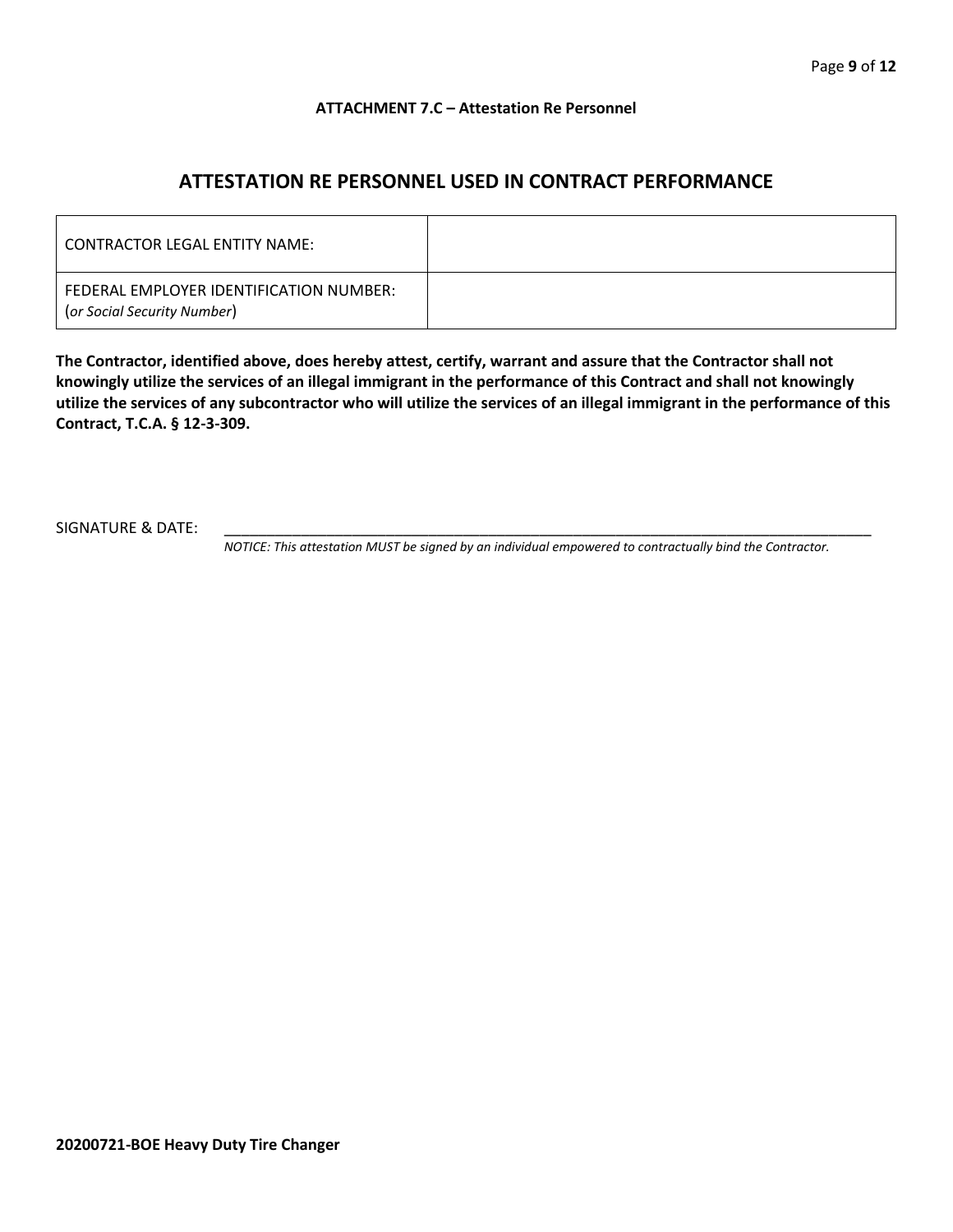**ATTACHMENT 7.C – Attestation Re Personnel**

# ATTESTATION RE PERSONNEL USED IN CONTRACT PERFORMANCE

| CONTRACTOR LEGAL ENTITY NAME: | |
|---|---|
| FEDERAL EMPLOYER IDENTIFICATION NUMBER: (*or Social Security Number*) | |

**The Contractor, identified above, does hereby attest, certify, warrant and assure that the Contractor shall not knowingly utilize the services of an illegal immigrant in the performance of this Contract and shall not knowingly utilize the services of any subcontractor who will utilize the services of an illegal immigrant in the performance of this Contract, T.C.A. § 12-3-309.**

SIGNATURE & DATE: ___________________________________________________________________________

*NOTICE: This attestation MUST be signed by an individual empowered to contractually bind the Contractor.*

**20200721-BOE Heavy Duty Tire Changer**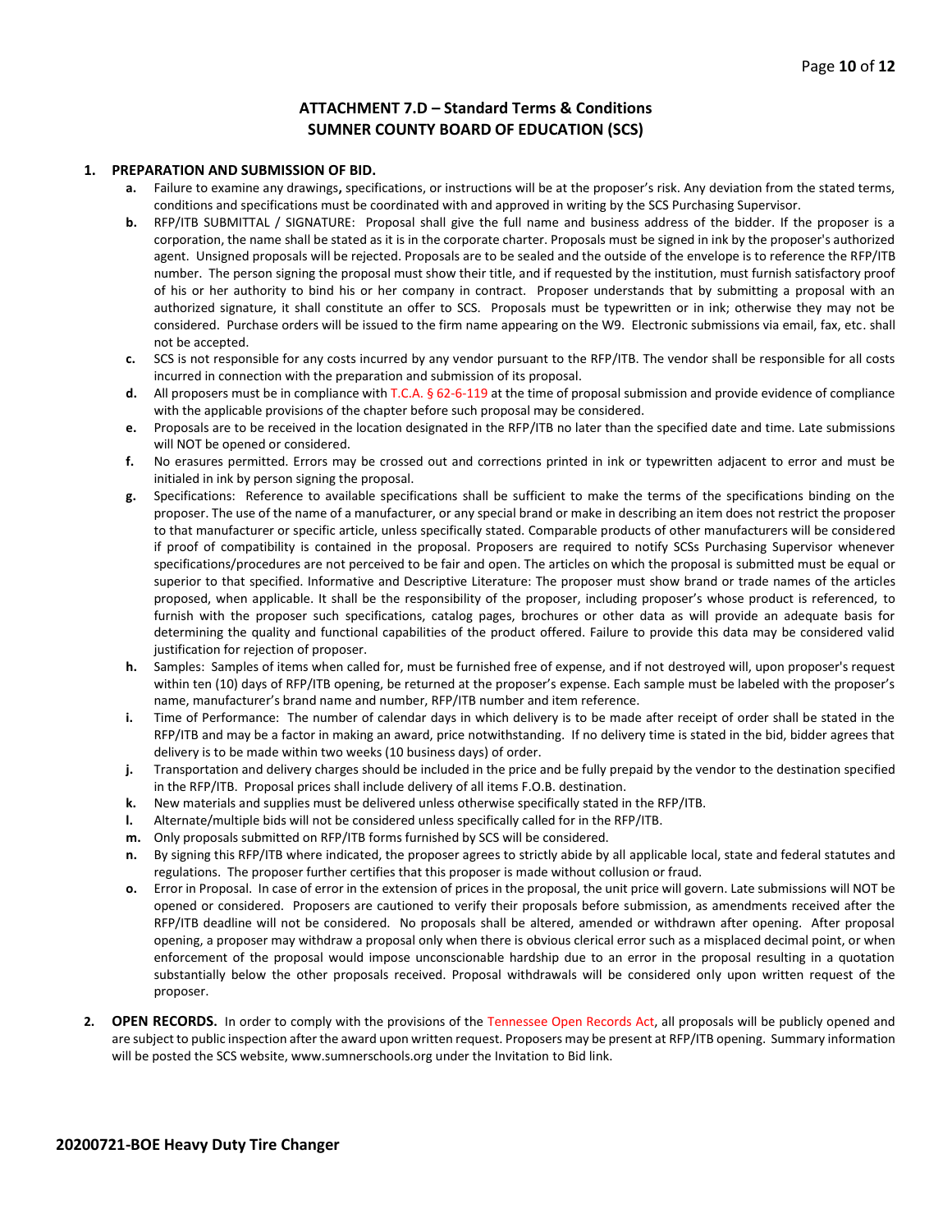## ATTACHMENT 7.D – Standard Terms & Conditions
## SUMNER COUNTY BOARD OF EDUCATION (SCS)

1. **PREPARATION AND SUBMISSION OF BID.**
   - **a.** Failure to examine any drawings**,** specifications, or instructions will be at the proposer's risk. Any deviation from the stated terms, conditions and specifications must be coordinated with and approved in writing by the SCS Purchasing Supervisor.
   - **b.** RFP/ITB SUBMITTAL / SIGNATURE: Proposal shall give the full name and business address of the bidder. If the proposer is a corporation, the name shall be stated as it is in the corporate charter. Proposals must be signed in ink by the proposer's authorized agent. Unsigned proposals will be rejected. Proposals are to be sealed and the outside of the envelope is to reference the RFP/ITB number. The person signing the proposal must show their title, and if requested by the institution, must furnish satisfactory proof of his or her authority to bind his or her company in contract. Proposer understands that by submitting a proposal with an authorized signature, it shall constitute an offer to SCS. Proposals must be typewritten or in ink; otherwise they may not be considered. Purchase orders will be issued to the firm name appearing on the W9. Electronic submissions via email, fax, etc. shall not be accepted.
   - **c.** SCS is not responsible for any costs incurred by any vendor pursuant to the RFP/ITB. The vendor shall be responsible for all costs incurred in connection with the preparation and submission of its proposal.
   - **d.** All proposers must be in compliance with T.C.A. § 62-6-119 at the time of proposal submission and provide evidence of compliance with the applicable provisions of the chapter before such proposal may be considered.
   - **e.** Proposals are to be received in the location designated in the RFP/ITB no later than the specified date and time. Late submissions will NOT be opened or considered.
   - **f.** No erasures permitted. Errors may be crossed out and corrections printed in ink or typewritten adjacent to error and must be initialed in ink by person signing the proposal.
   - **g.** Specifications: Reference to available specifications shall be sufficient to make the terms of the specifications binding on the proposer. The use of the name of a manufacturer, or any special brand or make in describing an item does not restrict the proposer to that manufacturer or specific article, unless specifically stated. Comparable products of other manufacturers will be considered if proof of compatibility is contained in the proposal. Proposers are required to notify SCSs Purchasing Supervisor whenever specifications/procedures are not perceived to be fair and open. The articles on which the proposal is submitted must be equal or superior to that specified. Informative and Descriptive Literature: The proposer must show brand or trade names of the articles proposed, when applicable. It shall be the responsibility of the proposer, including proposer's whose product is referenced, to furnish with the proposer such specifications, catalog pages, brochures or other data as will provide an adequate basis for determining the quality and functional capabilities of the product offered. Failure to provide this data may be considered valid justification for rejection of proposer.
   - **h.** Samples: Samples of items when called for, must be furnished free of expense, and if not destroyed will, upon proposer's request within ten (10) days of RFP/ITB opening, be returned at the proposer's expense. Each sample must be labeled with the proposer's name, manufacturer's brand name and number, RFP/ITB number and item reference.
   - **i.** Time of Performance: The number of calendar days in which delivery is to be made after receipt of order shall be stated in the RFP/ITB and may be a factor in making an award, price notwithstanding. If no delivery time is stated in the bid, bidder agrees that delivery is to be made within two weeks (10 business days) of order.
   - **j.** Transportation and delivery charges should be included in the price and be fully prepaid by the vendor to the destination specified in the RFP/ITB. Proposal prices shall include delivery of all items F.O.B. destination.
   - **k.** New materials and supplies must be delivered unless otherwise specifically stated in the RFP/ITB.
   - **l.** Alternate/multiple bids will not be considered unless specifically called for in the RFP/ITB.
   - **m.** Only proposals submitted on RFP/ITB forms furnished by SCS will be considered.
   - **n.** By signing this RFP/ITB where indicated, the proposer agrees to strictly abide by all applicable local, state and federal statutes and regulations. The proposer further certifies that this proposer is made without collusion or fraud.
   - **o.** Error in Proposal. In case of error in the extension of prices in the proposal, the unit price will govern. Late submissions will NOT be opened or considered. Proposers are cautioned to verify their proposals before submission, as amendments received after the RFP/ITB deadline will not be considered. No proposals shall be altered, amended or withdrawn after opening. After proposal opening, a proposer may withdraw a proposal only when there is obvious clerical error such as a misplaced decimal point, or when enforcement of the proposal would impose unconscionable hardship due to an error in the proposal resulting in a quotation substantially below the other proposals received. Proposal withdrawals will be considered only upon written request of the proposer.

2. **OPEN RECORDS.** In order to comply with the provisions of the Tennessee Open Records Act, all proposals will be publicly opened and are subject to public inspection after the award upon written request. Proposers may be present at RFP/ITB opening. Summary information will be posted the SCS website, www.sumnerschools.org under the Invitation to Bid link.

**20200721-BOE Heavy Duty Tire Changer**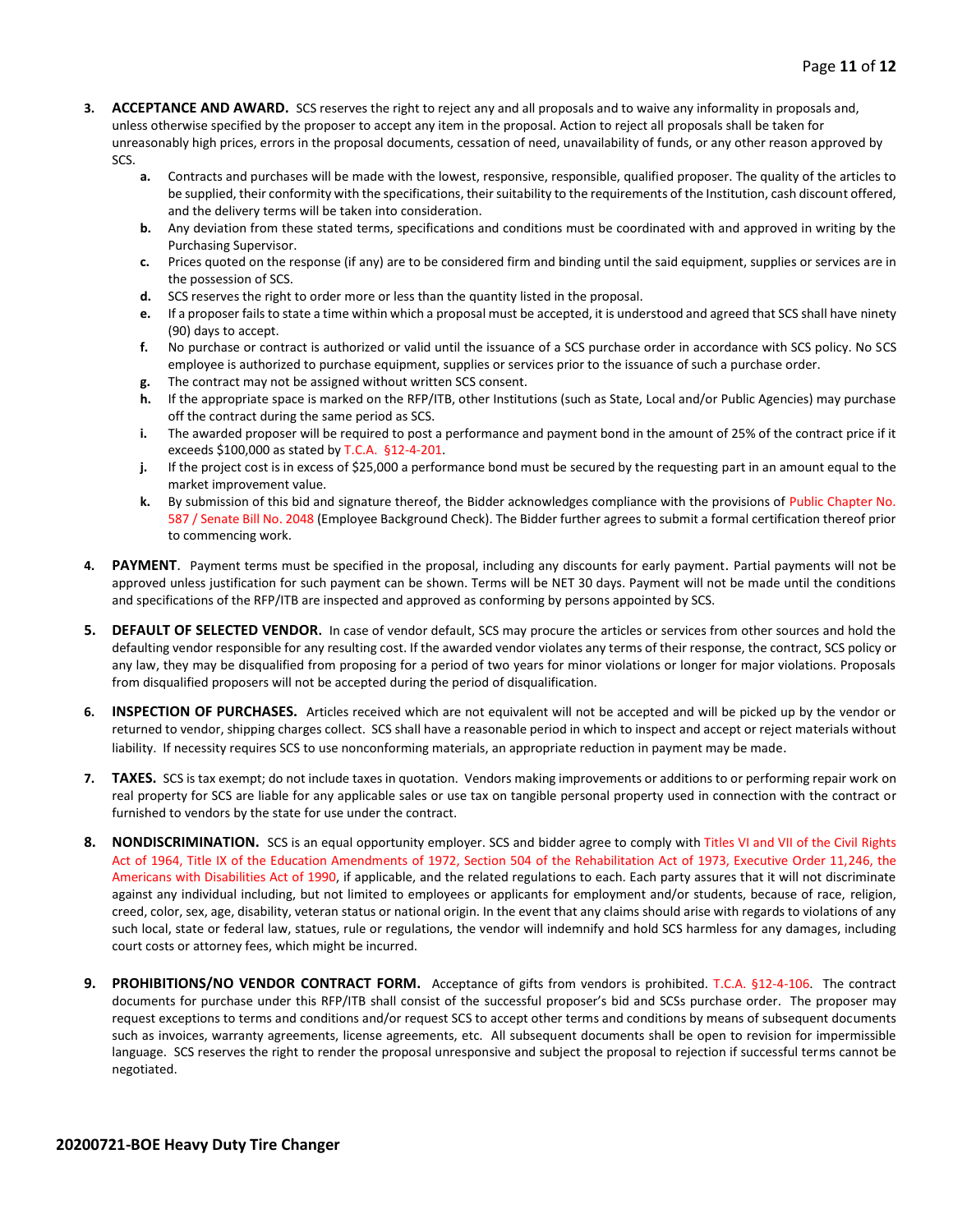3. **ACCEPTANCE AND AWARD.** SCS reserves the right to reject any and all proposals and to waive any informality in proposals and, unless otherwise specified by the proposer to accept any item in the proposal. Action to reject all proposals shall be taken for unreasonably high prices, errors in the proposal documents, cessation of need, unavailability of funds, or any other reason approved by SCS.
   - **a.** Contracts and purchases will be made with the lowest, responsive, responsible, qualified proposer. The quality of the articles to be supplied, their conformity with the specifications, their suitability to the requirements of the Institution, cash discount offered, and the delivery terms will be taken into consideration.
   - **b.** Any deviation from these stated terms, specifications and conditions must be coordinated with and approved in writing by the Purchasing Supervisor.
   - **c.** Prices quoted on the response (if any) are to be considered firm and binding until the said equipment, supplies or services are in the possession of SCS.
   - **d.** SCS reserves the right to order more or less than the quantity listed in the proposal.
   - **e.** If a proposer fails to state a time within which a proposal must be accepted, it is understood and agreed that SCS shall have ninety (90) days to accept.
   - **f.** No purchase or contract is authorized or valid until the issuance of a SCS purchase order in accordance with SCS policy. No SCS employee is authorized to purchase equipment, supplies or services prior to the issuance of such a purchase order.
   - **g.** The contract may not be assigned without written SCS consent.
   - **h.** If the appropriate space is marked on the RFP/ITB, other Institutions (such as State, Local and/or Public Agencies) may purchase off the contract during the same period as SCS.
   - **i.** The awarded proposer will be required to post a performance and payment bond in the amount of 25% of the contract price if it exceeds $100,000 as stated by T.C.A. §12-4-201.
   - **j.** If the project cost is in excess of $25,000 a performance bond must be secured by the requesting part in an amount equal to the market improvement value.
   - **k.** By submission of this bid and signature thereof, the Bidder acknowledges compliance with the provisions of Public Chapter No. 587 / Senate Bill No. 2048 (Employee Background Check). The Bidder further agrees to submit a formal certification thereof prior to commencing work.

4. **PAYMENT**. Payment terms must be specified in the proposal, including any discounts for early payment. Partial payments will not be approved unless justification for such payment can be shown. Terms will be NET 30 days. Payment will not be made until the conditions and specifications of the RFP/ITB are inspected and approved as conforming by persons appointed by SCS.

5. **DEFAULT OF SELECTED VENDOR.** In case of vendor default, SCS may procure the articles or services from other sources and hold the defaulting vendor responsible for any resulting cost. If the awarded vendor violates any terms of their response, the contract, SCS policy or any law, they may be disqualified from proposing for a period of two years for minor violations or longer for major violations. Proposals from disqualified proposers will not be accepted during the period of disqualification.

6. **INSPECTION OF PURCHASES.** Articles received which are not equivalent will not be accepted and will be picked up by the vendor or returned to vendor, shipping charges collect. SCS shall have a reasonable period in which to inspect and accept or reject materials without liability. If necessity requires SCS to use nonconforming materials, an appropriate reduction in payment may be made.

7. **TAXES.** SCS is tax exempt; do not include taxes in quotation. Vendors making improvements or additions to or performing repair work on real property for SCS are liable for any applicable sales or use tax on tangible personal property used in connection with the contract or furnished to vendors by the state for use under the contract.

8. **NONDISCRIMINATION.** SCS is an equal opportunity employer. SCS and bidder agree to comply with Titles VI and VII of the Civil Rights Act of 1964, Title IX of the Education Amendments of 1972, Section 504 of the Rehabilitation Act of 1973, Executive Order 11,246, the Americans with Disabilities Act of 1990, if applicable, and the related regulations to each. Each party assures that it will not discriminate against any individual including, but not limited to employees or applicants for employment and/or students, because of race, religion, creed, color, sex, age, disability, veteran status or national origin. In the event that any claims should arise with regards to violations of any such local, state or federal law, statues, rule or regulations, the vendor will indemnify and hold SCS harmless for any damages, including court costs or attorney fees, which might be incurred.

9. **PROHIBITIONS/NO VENDOR CONTRACT FORM.** Acceptance of gifts from vendors is prohibited. T.C.A. §12-4-106. The contract documents for purchase under this RFP/ITB shall consist of the successful proposer's bid and SCSs purchase order. The proposer may request exceptions to terms and conditions and/or request SCS to accept other terms and conditions by means of subsequent documents such as invoices, warranty agreements, license agreements, etc. All subsequent documents shall be open to revision for impermissible language. SCS reserves the right to render the proposal unresponsive and subject the proposal to rejection if successful terms cannot be negotiated.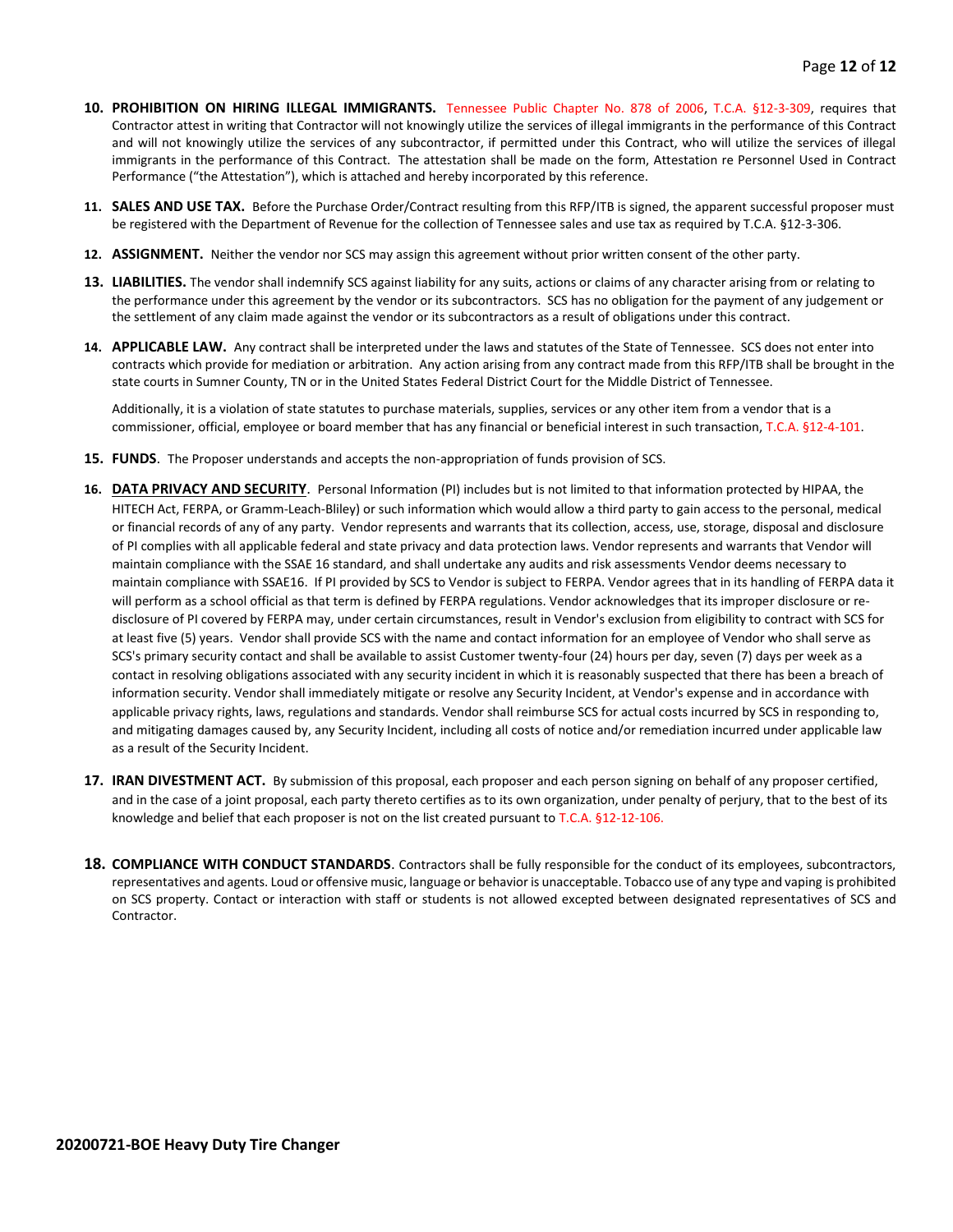10. **PROHIBITION ON HIRING ILLEGAL IMMIGRANTS.** Tennessee Public Chapter No. 878 of 2006, T.C.A. §12-3-309, requires that Contractor attest in writing that Contractor will not knowingly utilize the services of illegal immigrants in the performance of this Contract and will not knowingly utilize the services of any subcontractor, if permitted under this Contract, who will utilize the services of illegal immigrants in the performance of this Contract. The attestation shall be made on the form, Attestation re Personnel Used in Contract Performance ("the Attestation"), which is attached and hereby incorporated by this reference.

11. **SALES AND USE TAX.** Before the Purchase Order/Contract resulting from this RFP/ITB is signed, the apparent successful proposer must be registered with the Department of Revenue for the collection of Tennessee sales and use tax as required by T.C.A. §12-3-306.

12. **ASSIGNMENT.** Neither the vendor nor SCS may assign this agreement without prior written consent of the other party.

13. **LIABILITIES.** The vendor shall indemnify SCS against liability for any suits, actions or claims of any character arising from or relating to the performance under this agreement by the vendor or its subcontractors. SCS has no obligation for the payment of any judgement or the settlement of any claim made against the vendor or its subcontractors as a result of obligations under this contract.

14. **APPLICABLE LAW.** Any contract shall be interpreted under the laws and statutes of the State of Tennessee. SCS does not enter into contracts which provide for mediation or arbitration. Any action arising from any contract made from this RFP/ITB shall be brought in the state courts in Sumner County, TN or in the United States Federal District Court for the Middle District of Tennessee.

    Additionally, it is a violation of state statutes to purchase materials, supplies, services or any other item from a vendor that is a commissioner, official, employee or board member that has any financial or beneficial interest in such transaction, T.C.A. §12-4-101.

15. **FUNDS**. The Proposer understands and accepts the non-appropriation of funds provision of SCS.

16. **DATA PRIVACY AND SECURITY**. Personal Information (PI) includes but is not limited to that information protected by HIPAA, the HITECH Act, FERPA, or Gramm-Leach-Bliley) or such information which would allow a third party to gain access to the personal, medical or financial records of any of any party. Vendor represents and warrants that its collection, access, use, storage, disposal and disclosure of PI complies with all applicable federal and state privacy and data protection laws. Vendor represents and warrants that Vendor will maintain compliance with the SSAE 16 standard, and shall undertake any audits and risk assessments Vendor deems necessary to maintain compliance with SSAE16. If PI provided by SCS to Vendor is subject to FERPA. Vendor agrees that in its handling of FERPA data it will perform as a school official as that term is defined by FERPA regulations. Vendor acknowledges that its improper disclosure or re-disclosure of PI covered by FERPA may, under certain circumstances, result in Vendor's exclusion from eligibility to contract with SCS for at least five (5) years. Vendor shall provide SCS with the name and contact information for an employee of Vendor who shall serve as SCS's primary security contact and shall be available to assist Customer twenty-four (24) hours per day, seven (7) days per week as a contact in resolving obligations associated with any security incident in which it is reasonably suspected that there has been a breach of information security. Vendor shall immediately mitigate or resolve any Security Incident, at Vendor's expense and in accordance with applicable privacy rights, laws, regulations and standards. Vendor shall reimburse SCS for actual costs incurred by SCS in responding to, and mitigating damages caused by, any Security Incident, including all costs of notice and/or remediation incurred under applicable law as a result of the Security Incident.

17. **IRAN DIVESTMENT ACT.** By submission of this proposal, each proposer and each person signing on behalf of any proposer certified, and in the case of a joint proposal, each party thereto certifies as to its own organization, under penalty of perjury, that to the best of its knowledge and belief that each proposer is not on the list created pursuant to T.C.A. §12-12-106.

18. **COMPLIANCE WITH CONDUCT STANDARDS**. Contractors shall be fully responsible for the conduct of its employees, subcontractors, representatives and agents. Loud or offensive music, language or behavior is unacceptable. Tobacco use of any type and vaping is prohibited on SCS property. Contact or interaction with staff or students is not allowed excepted between designated representatives of SCS and Contractor.